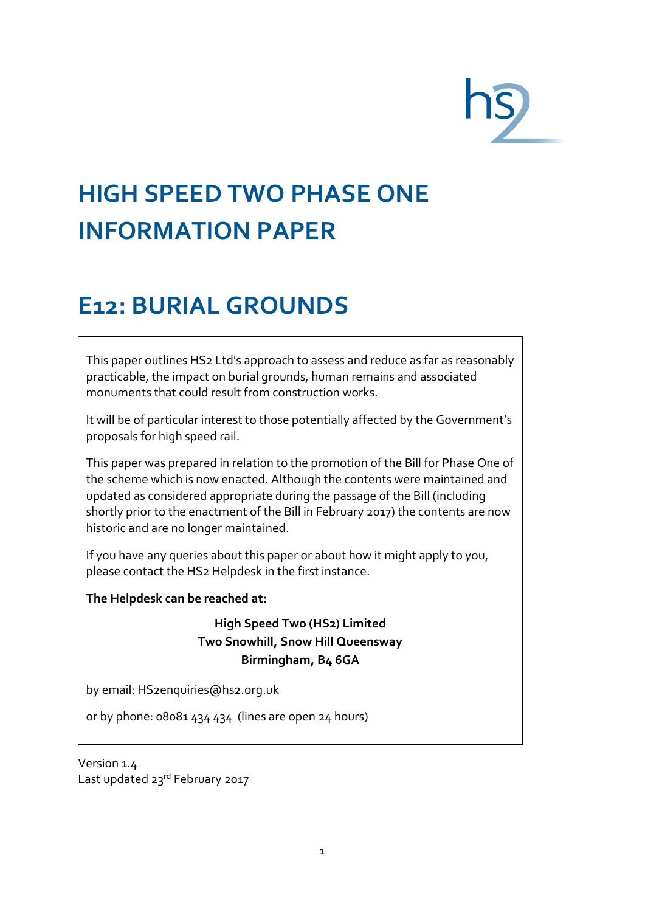# HIGH SPEED TWO PHASE ONE INFORMATION PAPER

# E12: BURIAL GROUNDS

This paper outlines HS2 Ltd's approach to assess and reduce as far as reasonably practicable, the impact on burial grounds, human remains and associated monuments that could result from construction works.

It will be of particular interest to those potentially affected by the Government's proposals for high speed rail.

This paper was prepared in relation to the promotion of the Bill for Phase One of the scheme which is now enacted. Although the contents were maintained and updated as considered appropriate during the passage of the Bill (including shortly prior to the enactment of the Bill in February 2017) the contents are now historic and are no longer maintained.

If you have any queries about this paper or about how it might apply to you, please contact the HS2 Helpdesk in the first instance.

**The Helpdesk can be reached at:**

**High Speed Two (HS2) Limited**
**Two Snowhill, Snow Hill Queensway**
**Birmingham, B4 6GA**

by email: HS2enquiries@hs2.org.uk

or by phone: 08081 434 434 (lines are open 24 hours)

Version 1.4
Last updated 23rd February 2017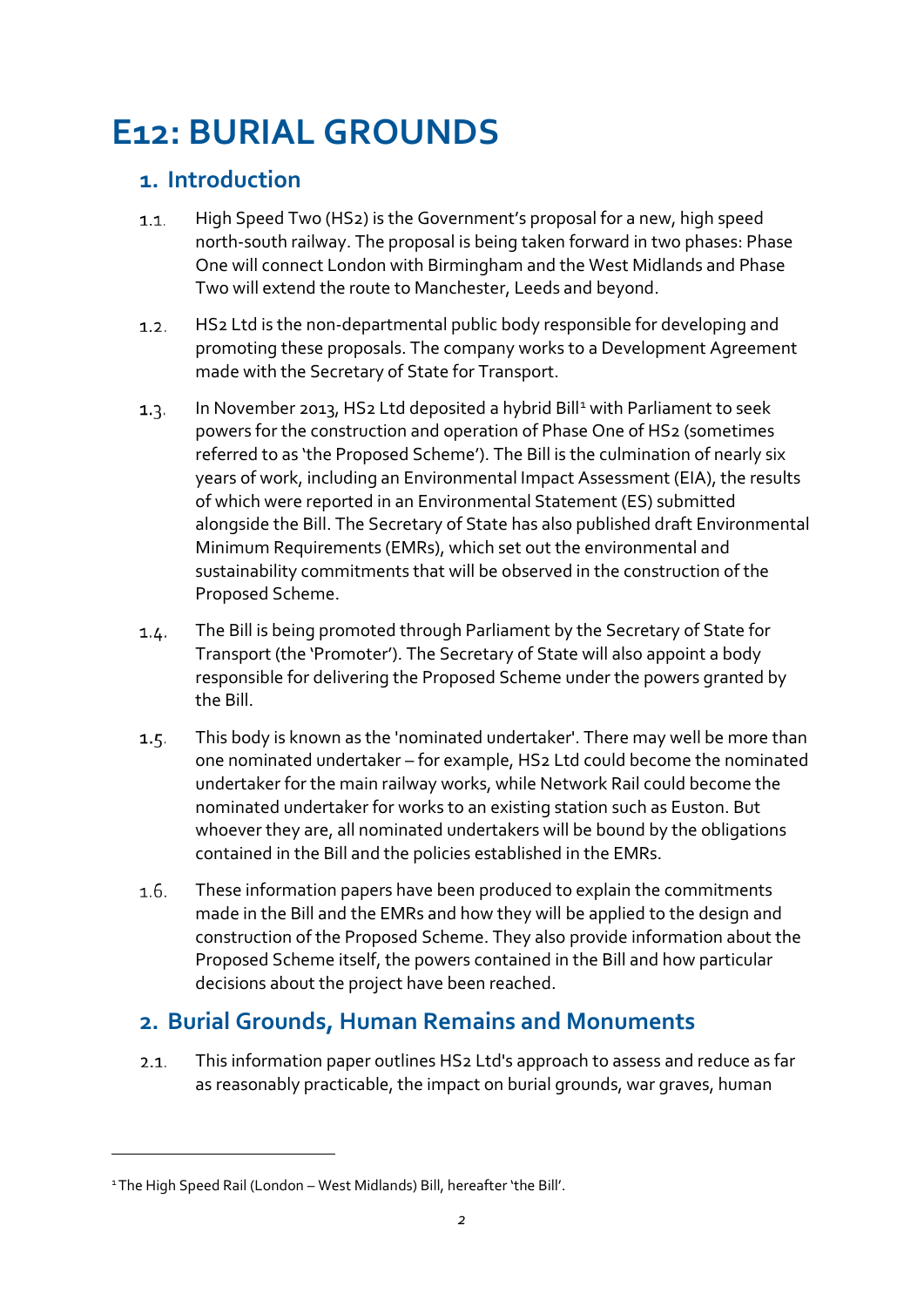# E12: BURIAL GROUNDS

## 1. Introduction

1.1. High Speed Two (HS2) is the Government's proposal for a new, high speed north-south railway. The proposal is being taken forward in two phases: Phase One will connect London with Birmingham and the West Midlands and Phase Two will extend the route to Manchester, Leeds and beyond.

1.2. HS2 Ltd is the non-departmental public body responsible for developing and promoting these proposals. The company works to a Development Agreement made with the Secretary of State for Transport.

1.3. In November 2013, HS2 Ltd deposited a hybrid Bill[1] with Parliament to seek powers for the construction and operation of Phase One of HS2 (sometimes referred to as 'the Proposed Scheme'). The Bill is the culmination of nearly six years of work, including an Environmental Impact Assessment (EIA), the results of which were reported in an Environmental Statement (ES) submitted alongside the Bill. The Secretary of State has also published draft Environmental Minimum Requirements (EMRs), which set out the environmental and sustainability commitments that will be observed in the construction of the Proposed Scheme.

1.4. The Bill is being promoted through Parliament by the Secretary of State for Transport (the 'Promoter'). The Secretary of State will also appoint a body responsible for delivering the Proposed Scheme under the powers granted by the Bill.

1.5. This body is known as the 'nominated undertaker'. There may well be more than one nominated undertaker – for example, HS2 Ltd could become the nominated undertaker for the main railway works, while Network Rail could become the nominated undertaker for works to an existing station such as Euston. But whoever they are, all nominated undertakers will be bound by the obligations contained in the Bill and the policies established in the EMRs.

1.6. These information papers have been produced to explain the commitments made in the Bill and the EMRs and how they will be applied to the design and construction of the Proposed Scheme. They also provide information about the Proposed Scheme itself, the powers contained in the Bill and how particular decisions about the project have been reached.

## 2. Burial Grounds, Human Remains and Monuments

2.1. This information paper outlines HS2 Ltd's approach to assess and reduce as far as reasonably practicable, the impact on burial grounds, war graves, human

[1] The High Speed Rail (London – West Midlands) Bill, hereafter 'the Bill'.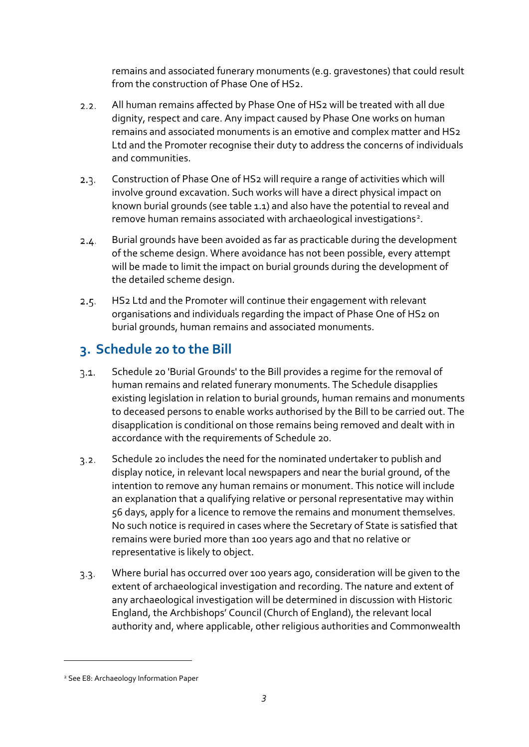remains and associated funerary monuments (e.g. gravestones) that could result from the construction of Phase One of HS2.

2.2. All human remains affected by Phase One of HS2 will be treated with all due dignity, respect and care. Any impact caused by Phase One works on human remains and associated monuments is an emotive and complex matter and HS2 Ltd and the Promoter recognise their duty to address the concerns of individuals and communities.

2.3. Construction of Phase One of HS2 will require a range of activities which will involve ground excavation. Such works will have a direct physical impact on known burial grounds (see table 1.1) and also have the potential to reveal and remove human remains associated with archaeological investigations[2].

2.4. Burial grounds have been avoided as far as practicable during the development of the scheme design. Where avoidance has not been possible, every attempt will be made to limit the impact on burial grounds during the development of the detailed scheme design.

2.5. HS2 Ltd and the Promoter will continue their engagement with relevant organisations and individuals regarding the impact of Phase One of HS2 on burial grounds, human remains and associated monuments.

## 3. Schedule 20 to the Bill

3.1. Schedule 20 'Burial Grounds' to the Bill provides a regime for the removal of human remains and related funerary monuments. The Schedule disapplies existing legislation in relation to burial grounds, human remains and monuments to deceased persons to enable works authorised by the Bill to be carried out. The disapplication is conditional on those remains being removed and dealt with in accordance with the requirements of Schedule 20.

3.2. Schedule 20 includes the need for the nominated undertaker to publish and display notice, in relevant local newspapers and near the burial ground, of the intention to remove any human remains or monument. This notice will include an explanation that a qualifying relative or personal representative may within 56 days, apply for a licence to remove the remains and monument themselves. No such notice is required in cases where the Secretary of State is satisfied that remains were buried more than 100 years ago and that no relative or representative is likely to object.

3.3. Where burial has occurred over 100 years ago, consideration will be given to the extent of archaeological investigation and recording. The nature and extent of any archaeological investigation will be determined in discussion with Historic England, the Archbishops' Council (Church of England), the relevant local authority and, where applicable, other religious authorities and Commonwealth

[2] See E8: Archaeology Information Paper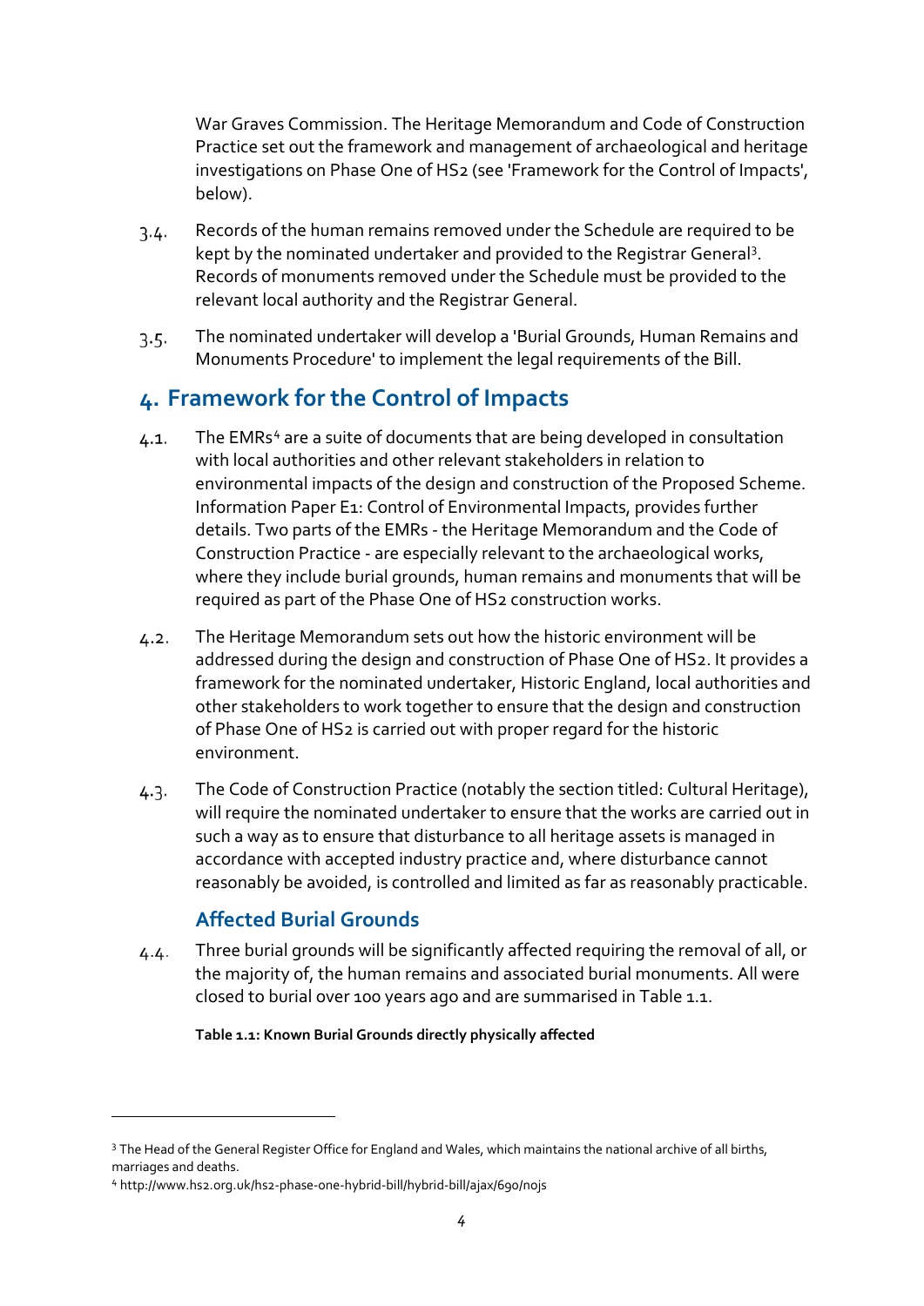War Graves Commission. The Heritage Memorandum and Code of Construction Practice set out the framework and management of archaeological and heritage investigations on Phase One of HS2 (see 'Framework for the Control of Impacts', below).

3.4. Records of the human remains removed under the Schedule are required to be kept by the nominated undertaker and provided to the Registrar General[3]. Records of monuments removed under the Schedule must be provided to the relevant local authority and the Registrar General.

3.5. The nominated undertaker will develop a 'Burial Grounds, Human Remains and Monuments Procedure' to implement the legal requirements of the Bill.

## 4. Framework for the Control of Impacts

4.1. The EMRs[4] are a suite of documents that are being developed in consultation with local authorities and other relevant stakeholders in relation to environmental impacts of the design and construction of the Proposed Scheme. Information Paper E1: Control of Environmental Impacts, provides further details. Two parts of the EMRs - the Heritage Memorandum and the Code of Construction Practice - are especially relevant to the archaeological works, where they include burial grounds, human remains and monuments that will be required as part of the Phase One of HS2 construction works.

4.2. The Heritage Memorandum sets out how the historic environment will be addressed during the design and construction of Phase One of HS2. It provides a framework for the nominated undertaker, Historic England, local authorities and other stakeholders to work together to ensure that the design and construction of Phase One of HS2 is carried out with proper regard for the historic environment.

4.3. The Code of Construction Practice (notably the section titled: Cultural Heritage), will require the nominated undertaker to ensure that the works are carried out in such a way as to ensure that disturbance to all heritage assets is managed in accordance with accepted industry practice and, where disturbance cannot reasonably be avoided, is controlled and limited as far as reasonably practicable.

### Affected Burial Grounds

4.4. Three burial grounds will be significantly affected requiring the removal of all, or the majority of, the human remains and associated burial monuments. All were closed to burial over 100 years ago and are summarised in Table 1.1.

**Table 1.1: Known Burial Grounds directly physically affected**

[3] The Head of the General Register Office for England and Wales, which maintains the national archive of all births, marriages and deaths.

[4] http://www.hs2.org.uk/hs2-phase-one-hybrid-bill/hybrid-bill/ajax/690/nojs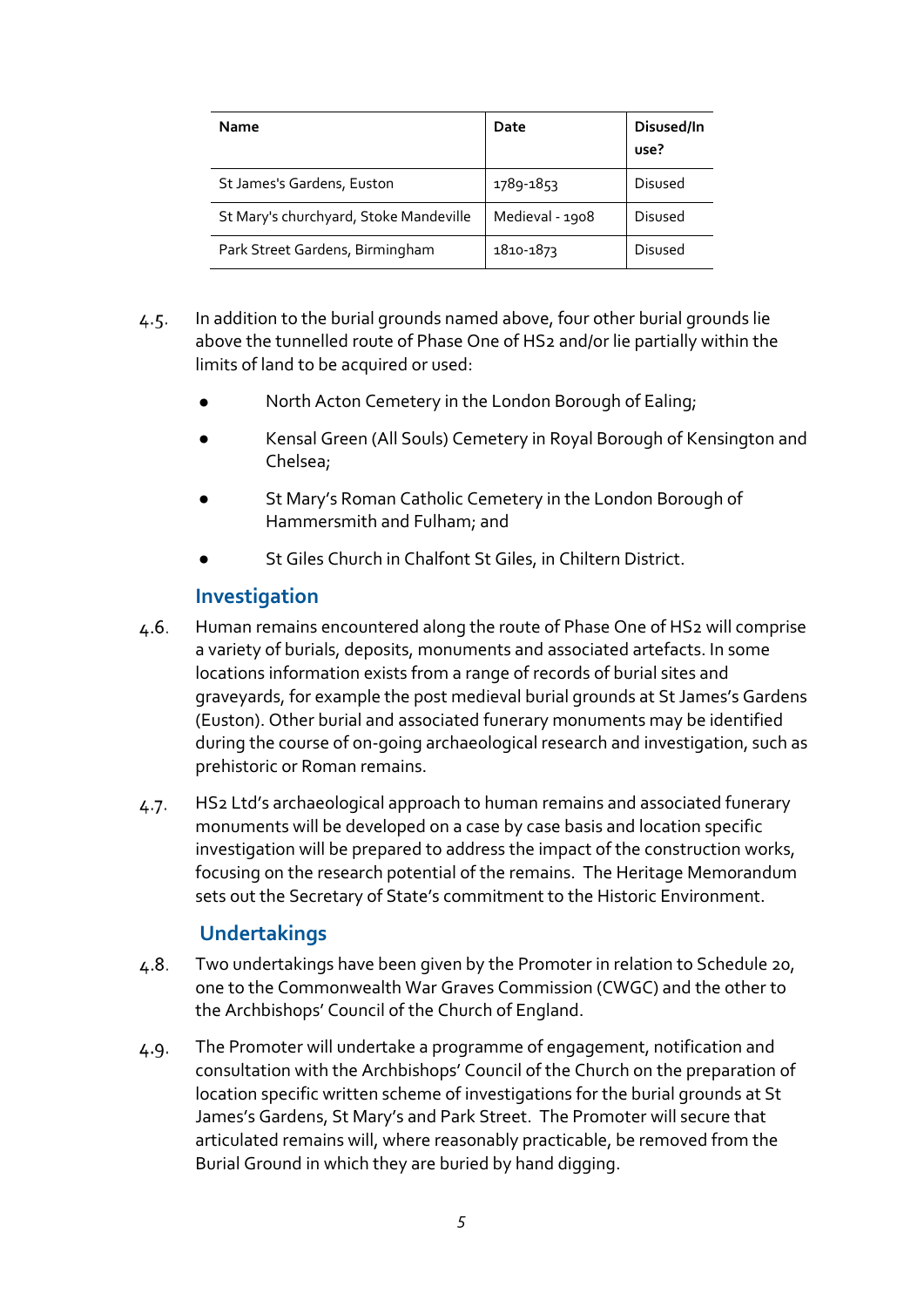| Name | Date | Disused/In use? |
|---|---|---|
| St James's Gardens, Euston | 1789-1853 | Disused |
| St Mary's churchyard, Stoke Mandeville | Medieval - 1908 | Disused |
| Park Street Gardens, Birmingham | 1810-1873 | Disused |

4.5. In addition to the burial grounds named above, four other burial grounds lie above the tunnelled route of Phase One of HS2 and/or lie partially within the limits of land to be acquired or used:

- North Acton Cemetery in the London Borough of Ealing;
- Kensal Green (All Souls) Cemetery in Royal Borough of Kensington and Chelsea;
- St Mary's Roman Catholic Cemetery in the London Borough of Hammersmith and Fulham; and
- St Giles Church in Chalfont St Giles, in Chiltern District.

## Investigation

4.6. Human remains encountered along the route of Phase One of HS2 will comprise a variety of burials, deposits, monuments and associated artefacts. In some locations information exists from a range of records of burial sites and graveyards, for example the post medieval burial grounds at St James's Gardens (Euston). Other burial and associated funerary monuments may be identified during the course of on-going archaeological research and investigation, such as prehistoric or Roman remains.

4.7. HS2 Ltd's archaeological approach to human remains and associated funerary monuments will be developed on a case by case basis and location specific investigation will be prepared to address the impact of the construction works, focusing on the research potential of the remains. The Heritage Memorandum sets out the Secretary of State's commitment to the Historic Environment.

## Undertakings

4.8. Two undertakings have been given by the Promoter in relation to Schedule 20, one to the Commonwealth War Graves Commission (CWGC) and the other to the Archbishops' Council of the Church of England.

4.9. The Promoter will undertake a programme of engagement, notification and consultation with the Archbishops' Council of the Church on the preparation of location specific written scheme of investigations for the burial grounds at St James's Gardens, St Mary's and Park Street. The Promoter will secure that articulated remains will, where reasonably practicable, be removed from the Burial Ground in which they are buried by hand digging.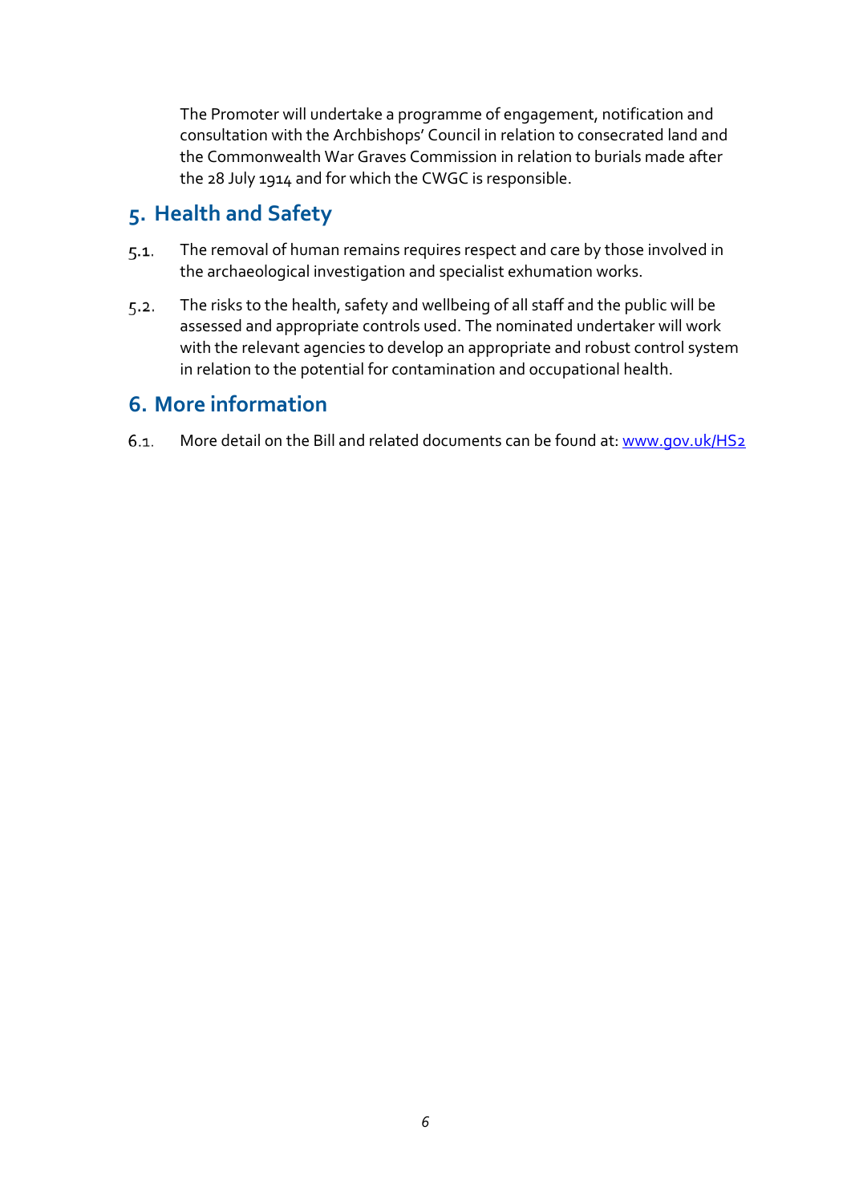The Promoter will undertake a programme of engagement, notification and consultation with the Archbishops' Council in relation to consecrated land and the Commonwealth War Graves Commission in relation to burials made after the 28 July 1914 and for which the CWGC is responsible.

## 5. Health and Safety

5.1. The removal of human remains requires respect and care by those involved in the archaeological investigation and specialist exhumation works.

5.2. The risks to the health, safety and wellbeing of all staff and the public will be assessed and appropriate controls used. The nominated undertaker will work with the relevant agencies to develop an appropriate and robust control system in relation to the potential for contamination and occupational health.

## 6. More information

6.1. More detail on the Bill and related documents can be found at: [www.gov.uk/HS2](http://www.gov.uk/HS2)